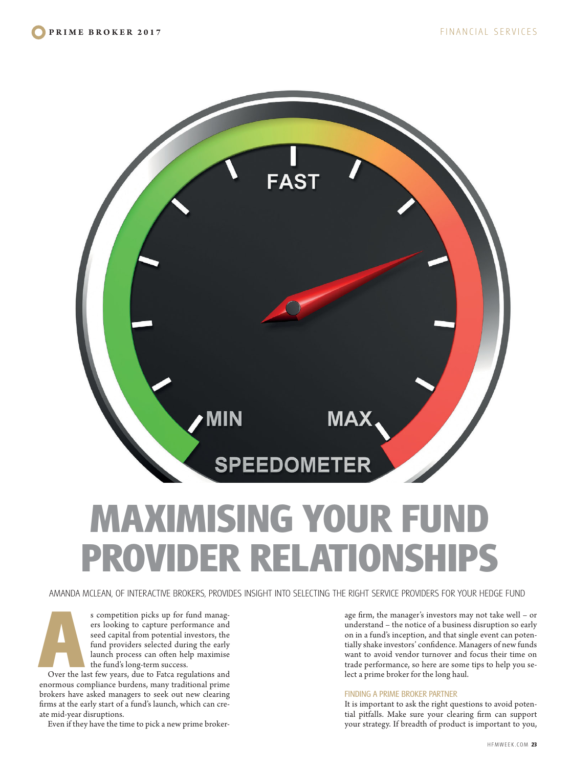# MAXIMISING YOUR FUND PROVIDER RELATIONSHIPS

AMANDA MCLEAN, OF INTERACTIVE BROKERS, PROVIDES INSIGHT INTO SELECTING THE RIGHT SERVICE PROVIDERS FOR YOUR HEDGE FUND

As competition picks up for fund managers looking to capture performance and seed capital from potential investors, the fund providers selected during the early launch process can often help maximise the fund's long-term success.

Over the last few years, due to Fatca regulations and enormous compliance burdens, many traditional prime brokers have asked managers to seek out new clearing firms at the early start of a fund's launch, which can create mid-year disruptions.

Even if they have the time to pick a new prime brokerage firm, the manager's investors may not take well – or understand – the notice of a business disruption so early on in a fund's inception, and that single event can potentially shake investors' confidence. Managers of new funds want to avoid vendor turnover and focus their time on trade performance, so here are some tips to help you select a prime broker for the long haul.

## FINDING A PRIME BROKER PARTNER

It is important to ask the right questions to avoid potential pitfalls. Make sure your clearing firm can support your strategy. If breadth of product is important to you,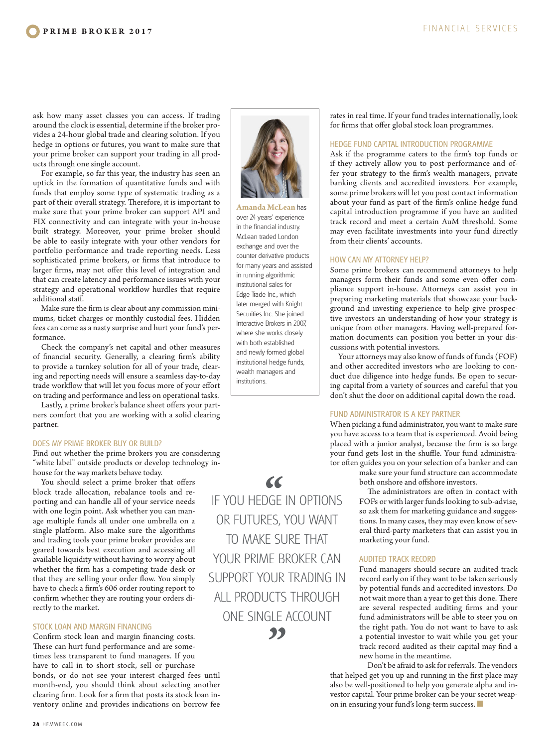ask how many asset classes you can access. If trading around the clock is essential, determine if the broker provides a 24-hour global trade and clearing solution. If you hedge in options or futures, you want to make sure that your prime broker can support your trading in all products through one single account.

For example, so far this year, the industry has seen an uptick in the formation of quantitative funds and with funds that employ some type of systematic trading as a part of their overall strategy. Therefore, it is important to make sure that your prime broker can support API and FIX connectivity and can integrate with your in-house built strategy. Moreover, your prime broker should be able to easily integrate with your other vendors for portfolio performance and trade reporting needs. Less sophisticated prime brokers, or firms that introduce to larger firms, may not offer this level of integration and that can create latency and performance issues with your strategy and operational workflow hurdles that require additional staff.

Make sure the firm is clear about any commission minimums, ticket charges or monthly custodial fees. Hidden fees can come as a nasty surprise and hurt your fund's performance.

Check the company's net capital and other measures of financial security. Generally, a clearing firm's ability to provide a turnkey solution for all of your trade, clearing and reporting needs will ensure a seamless day-to-day trade workflow that will let you focus more of your effort on trading and performance and less on operational tasks.

Lastly, a prime broker's balance sheet offers your partners comfort that you are working with a solid clearing partner.

## DOES MY PRIME BROKER BUY OR BUILD?

Find out whether the prime brokers you are considering "white label" outside products or develop technology in-house for the way markets behave today.

You should select a prime broker that offers block trade allocation, rebalance tools and reporting and can handle all of your service needs with one login point. Ask whether you can manage multiple funds all under one umbrella on a single platform. Also make sure the algorithms and trading tools your prime broker provides are geared towards best execution and accessing all available liquidity without having to worry about whether the firm has a competing trade desk or that they are selling your order flow. You simply have to check a firm's 606 order routing report to confirm whether they are routing your orders directly to the market.

## STOCK LOAN AND MARGIN FINANCING

Confirm stock loan and margin financing costs. These can hurt fund performance and are sometimes less transparent to fund managers. If you have to call in to short stock, sell or purchase bonds, or do not see your interest charged fees until month-end, you should think about selecting another clearing firm. Look for a firm that posts its stock loan inventory online and provides indications on borrow fee rates in real time. If your fund trades internationally, look for firms that offer global stock loan programmes.

## HEDGE FUND CAPITAL INTRODUCTION PROGRAMME

Ask if the programme caters to the firm's top funds or if they actively allow you to post performance and offer your strategy to the firm's wealth managers, private banking clients and accredited investors. For example, some prime brokers will let you post contact information about your fund as part of the firm's online hedge fund capital introduction programme if you have an audited track record and meet a certain AuM threshold. Some may even facilitate investments into your fund directly from their clients' accounts.

## HOW CAN MY ATTORNEY HELP?

Some prime brokers can recommend attorneys to help managers form their funds and some even offer compliance support in-house. Attorneys can assist you in preparing marketing materials that showcase your background and investing experience to help give prospective investors an understanding of how your strategy is unique from other managers. Having well-prepared formation documents can position you better in your discussions with potential investors.

Your attorneys may also know of funds of funds (FOF) and other accredited investors who are looking to conduct due diligence into hedge funds. Be open to securing capital from a variety of sources and careful that you don't shut the door on additional capital down the road.

## FUND ADMINISTRATOR IS A KEY PARTNER

When picking a fund administrator, you want to make sure you have access to a team that is experienced. Avoid being placed with a junior analyst, because the firm is so large your fund gets lost in the shuffle. Your fund administrator often guides you on your selection of a banker and can make sure your fund structure can accommodate both onshore and offshore investors.

The administrators are often in contact with FOFs or with larger funds looking to sub-advise, so ask them for marketing guidance and suggestions. In many cases, they may even know of several third-party marketers that can assist you in marketing your fund.

## AUDITED TRACK RECORD

Fund managers should secure an audited track record early on if they want to be taken seriously by potential funds and accredited investors. Do not wait more than a year to get this done. There are several respected auditing firms and your fund administrators will be able to steer you on the right path. You do not want to have to ask a potential investor to wait while you get your track record audited as their capital may find a new home in the meantime.

Don't be afraid to ask for referrals. The vendors that helped get you up and running in the first place may also be well-positioned to help you generate alpha and investor capital. Your prime broker can be your secret weapon in ensuring your fund's long-term success.

---

**Amanda McLean** has over 24 years' experience in the financial industry. McLean traded London exchange and over the counter derivative products for many years and assisted in running algorithmic institutional sales for Edge Trade Inc., which later merged with Knight Securities Inc. She joined Interactive Brokers in 2007, where she works closely with both established and newly formed global institutional hedge funds, wealth managers and institutions.

> "IF YOU HEDGE IN OPTIONS OR FUTURES, YOU WANT TO MAKE SURE THAT YOUR PRIME BROKER CAN SUPPORT YOUR TRADING IN ALL PRODUCTS THROUGH ONE SINGLE ACCOUNT"